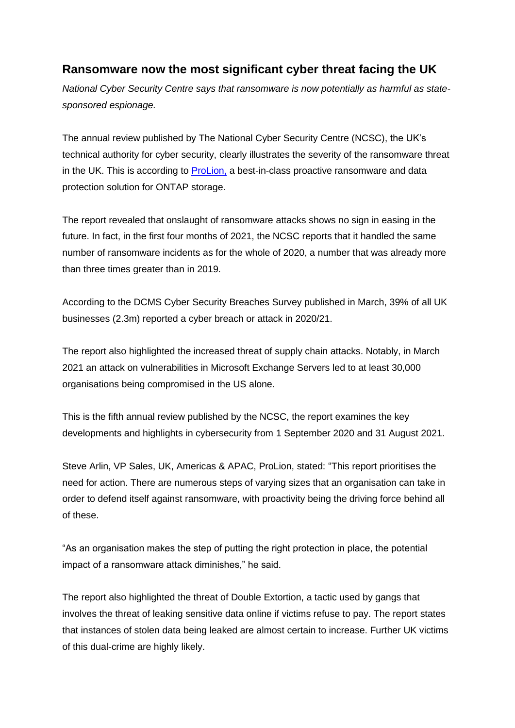## Ransomware now the most significant cyber threat facing the UK

*National Cyber Security Centre says that ransomware is now potentially as harmful as state-sponsored espionage.*

The annual review published by The National Cyber Security Centre (NCSC), the UK's technical authority for cyber security, clearly illustrates the severity of the ransomware threat in the UK. This is according to [ProLion,](ProLion) a best-in-class proactive ransomware and data protection solution for ONTAP storage.

The report revealed that onslaught of ransomware attacks shows no sign in easing in the future. In fact, in the first four months of 2021, the NCSC reports that it handled the same number of ransomware incidents as for the whole of 2020, a number that was already more than three times greater than in 2019.

According to the DCMS Cyber Security Breaches Survey published in March, 39% of all UK businesses (2.3m) reported a cyber breach or attack in 2020/21.

The report also highlighted the increased threat of supply chain attacks. Notably, in March 2021 an attack on vulnerabilities in Microsoft Exchange Servers led to at least 30,000 organisations being compromised in the US alone.

This is the fifth annual review published by the NCSC, the report examines the key developments and highlights in cybersecurity from 1 September 2020 and 31 August 2021.

Steve Arlin, VP Sales, UK, Americas & APAC, ProLion, stated: "This report prioritises the need for action. There are numerous steps of varying sizes that an organisation can take in order to defend itself against ransomware, with proactivity being the driving force behind all of these.

"As an organisation makes the step of putting the right protection in place, the potential impact of a ransomware attack diminishes," he said.

The report also highlighted the threat of Double Extortion, a tactic used by gangs that involves the threat of leaking sensitive data online if victims refuse to pay. The report states that instances of stolen data being leaked are almost certain to increase. Further UK victims of this dual-crime are highly likely.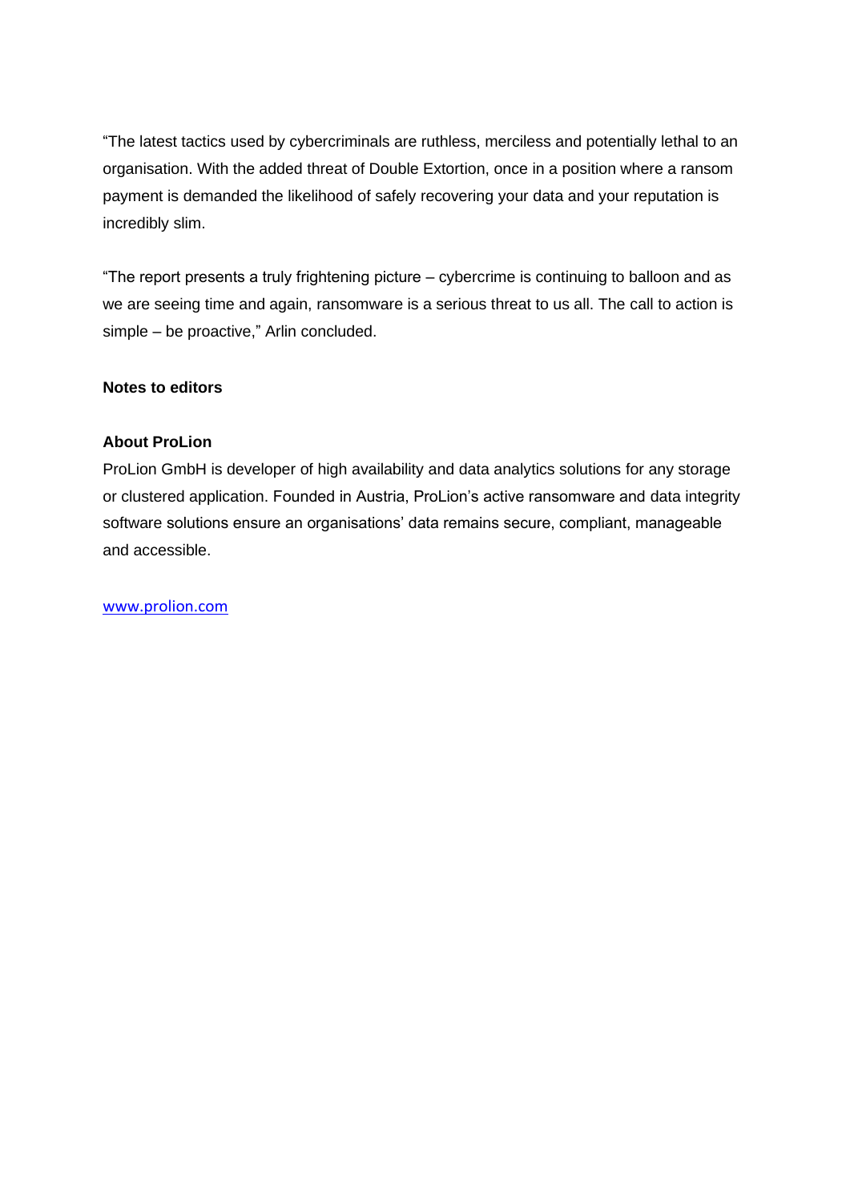"The latest tactics used by cybercriminals are ruthless, merciless and potentially lethal to an organisation. With the added threat of Double Extortion, once in a position where a ransom payment is demanded the likelihood of safely recovering your data and your reputation is incredibly slim.

"The report presents a truly frightening picture – cybercrime is continuing to balloon and as we are seeing time and again, ransomware is a serious threat to us all. The call to action is simple – be proactive," Arlin concluded.

**Notes to editors**

**About ProLion**

ProLion GmbH is developer of high availability and data analytics solutions for any storage or clustered application. Founded in Austria, ProLion's active ransomware and data integrity software solutions ensure an organisations' data remains secure, compliant, manageable and accessible.

[www.prolion.com](http://www.prolion.com)